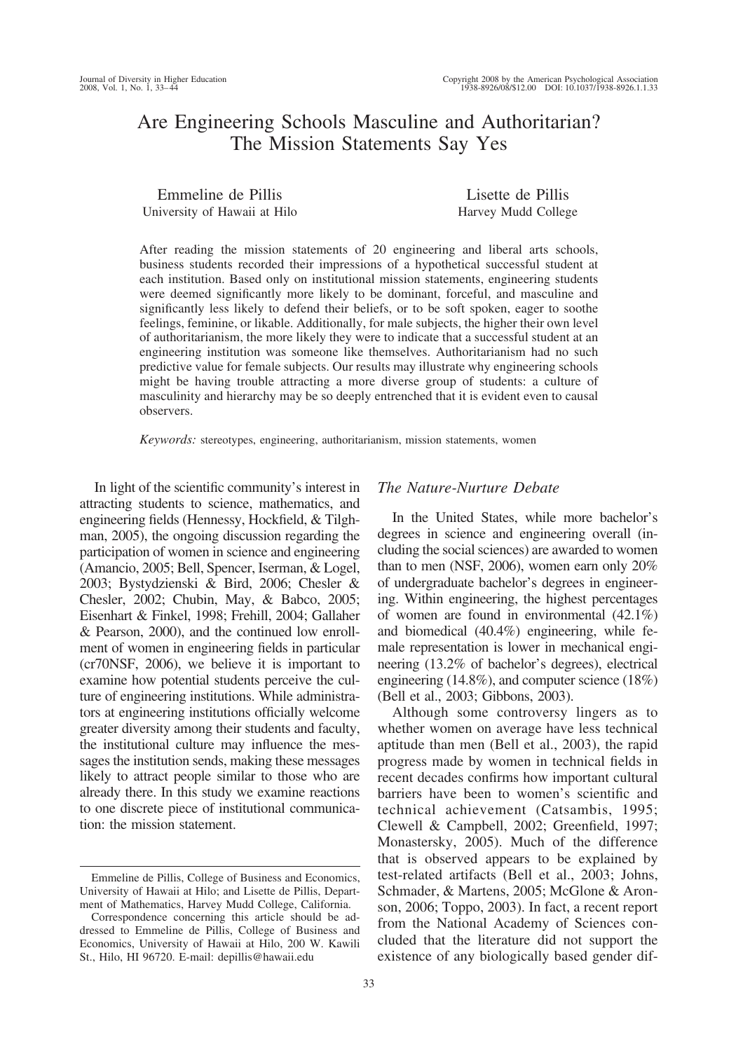# Are Engineering Schools Masculine and Authoritarian? The Mission Statements Say Yes

Emmeline de Pillis
University of Hawaii at Hilo

Lisette de Pillis
Harvey Mudd College

After reading the mission statements of 20 engineering and liberal arts schools, business students recorded their impressions of a hypothetical successful student at each institution. Based only on institutional mission statements, engineering students were deemed significantly more likely to be dominant, forceful, and masculine and significantly less likely to defend their beliefs, or to be soft spoken, eager to soothe feelings, feminine, or likable. Additionally, for male subjects, the higher their own level of authoritarianism, the more likely they were to indicate that a successful student at an engineering institution was someone like themselves. Authoritarianism had no such predictive value for female subjects. Our results may illustrate why engineering schools might be having trouble attracting a more diverse group of students: a culture of masculinity and hierarchy may be so deeply entrenched that it is evident even to causal observers.

*Keywords:* stereotypes, engineering, authoritarianism, mission statements, women

In light of the scientific community's interest in attracting students to science, mathematics, and engineering fields (Hennessy, Hockfield, & Tilghman, 2005), the ongoing discussion regarding the participation of women in science and engineering (Amancio, 2005; Bell, Spencer, Iserman, & Logel, 2003; Bystydzienski & Bird, 2006; Chesler & Chesler, 2002; Chubin, May, & Babco, 2005; Eisenhart & Finkel, 1998; Frehill, 2004; Gallaher & Pearson, 2000), and the continued low enrollment of women in engineering fields in particular (cr70NSF, 2006), we believe it is important to examine how potential students perceive the culture of engineering institutions. While administrators at engineering institutions officially welcome greater diversity among their students and faculty, the institutional culture may influence the messages the institution sends, making these messages likely to attract people similar to those who are already there. In this study we examine reactions to one discrete piece of institutional communication: the mission statement.

## *The Nature-Nurture Debate*

In the United States, while more bachelor's degrees in science and engineering overall (including the social sciences) are awarded to women than to men (NSF, 2006), women earn only 20% of undergraduate bachelor's degrees in engineering. Within engineering, the highest percentages of women are found in environmental (42.1%) and biomedical (40.4%) engineering, while female representation is lower in mechanical engineering (13.2% of bachelor's degrees), electrical engineering (14.8%), and computer science (18%) (Bell et al., 2003; Gibbons, 2003).

Although some controversy lingers as to whether women on average have less technical aptitude than men (Bell et al., 2003), the rapid progress made by women in technical fields in recent decades confirms how important cultural barriers have been to women's scientific and technical achievement (Catsambis, 1995; Clewell & Campbell, 2002; Greenfield, 1997; Monastersky, 2005). Much of the difference that is observed appears to be explained by test-related artifacts (Bell et al., 2003; Johns, Schmader, & Martens, 2005; McGlone & Aronson, 2006; Toppo, 2003). In fact, a recent report from the National Academy of Sciences concluded that the literature did not support the existence of any biologically based gender dif-

---

Emmeline de Pillis, College of Business and Economics, University of Hawaii at Hilo; and Lisette de Pillis, Department of Mathematics, Harvey Mudd College, California.

Correspondence concerning this article should be addressed to Emmeline de Pillis, College of Business and Economics, University of Hawaii at Hilo, 200 W. Kawili St., Hilo, HI 96720. E-mail: depillis@hawaii.edu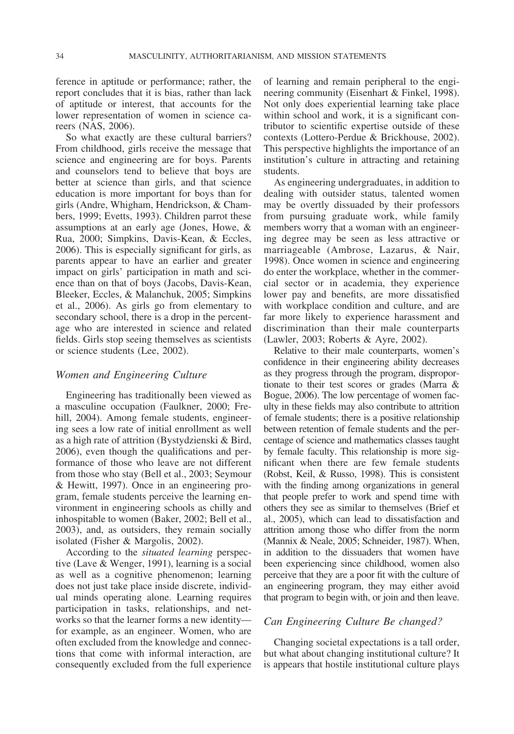ference in aptitude or performance; rather, the report concludes that it is bias, rather than lack of aptitude or interest, that accounts for the lower representation of women in science careers (NAS, 2006).

So what exactly are these cultural barriers? From childhood, girls receive the message that science and engineering are for boys. Parents and counselors tend to believe that boys are better at science than girls, and that science education is more important for boys than for girls (Andre, Whigham, Hendrickson, & Chambers, 1999; Evetts, 1993). Children parrot these assumptions at an early age (Jones, Howe, & Rua, 2000; Simpkins, Davis-Kean, & Eccles, 2006). This is especially significant for girls, as parents appear to have an earlier and greater impact on girls' participation in math and science than on that of boys (Jacobs, Davis-Kean, Bleeker, Eccles, & Malanchuk, 2005; Simpkins et al., 2006). As girls go from elementary to secondary school, there is a drop in the percentage who are interested in science and related fields. Girls stop seeing themselves as scientists or science students (Lee, 2002).

### *Women and Engineering Culture*

Engineering has traditionally been viewed as a masculine occupation (Faulkner, 2000; Frehill, 2004). Among female students, engineering sees a low rate of initial enrollment as well as a high rate of attrition (Bystydzienski & Bird, 2006), even though the qualifications and performance of those who leave are not different from those who stay (Bell et al., 2003; Seymour & Hewitt, 1997). Once in an engineering program, female students perceive the learning environment in engineering schools as chilly and inhospitable to women (Baker, 2002; Bell et al., 2003), and, as outsiders, they remain socially isolated (Fisher & Margolis, 2002).

According to the *situated learning* perspective (Lave & Wenger, 1991), learning is a social as well as a cognitive phenomenon; learning does not just take place inside discrete, individual minds operating alone. Learning requires participation in tasks, relationships, and networks so that the learner forms a new identity—for example, as an engineer. Women, who are often excluded from the knowledge and connections that come with informal interaction, are consequently excluded from the full experience of learning and remain peripheral to the engineering community (Eisenhart & Finkel, 1998). Not only does experiential learning take place within school and work, it is a significant contributor to scientific expertise outside of these contexts (Lottero-Perdue & Brickhouse, 2002). This perspective highlights the importance of an institution's culture in attracting and retaining students.

As engineering undergraduates, in addition to dealing with outsider status, talented women may be overtly dissuaded by their professors from pursuing graduate work, while family members worry that a woman with an engineering degree may be seen as less attractive or marriageable (Ambrose, Lazarus, & Nair, 1998). Once women in science and engineering do enter the workplace, whether in the commercial sector or in academia, they experience lower pay and benefits, are more dissatisfied with workplace condition and culture, and are far more likely to experience harassment and discrimination than their male counterparts (Lawler, 2003; Roberts & Ayre, 2002).

Relative to their male counterparts, women's confidence in their engineering ability decreases as they progress through the program, disproportionate to their test scores or grades (Marra & Bogue, 2006). The low percentage of women faculty in these fields may also contribute to attrition of female students; there is a positive relationship between retention of female students and the percentage of science and mathematics classes taught by female faculty. This relationship is more significant when there are few female students (Robst, Keil, & Russo, 1998). This is consistent with the finding among organizations in general that people prefer to work and spend time with others they see as similar to themselves (Brief et al., 2005), which can lead to dissatisfaction and attrition among those who differ from the norm (Mannix & Neale, 2005; Schneider, 1987). When, in addition to the dissuaders that women have been experiencing since childhood, women also perceive that they are a poor fit with the culture of an engineering program, they may either avoid that program to begin with, or join and then leave.

### *Can Engineering Culture Be changed?*

Changing societal expectations is a tall order, but what about changing institutional culture? It is appears that hostile institutional culture plays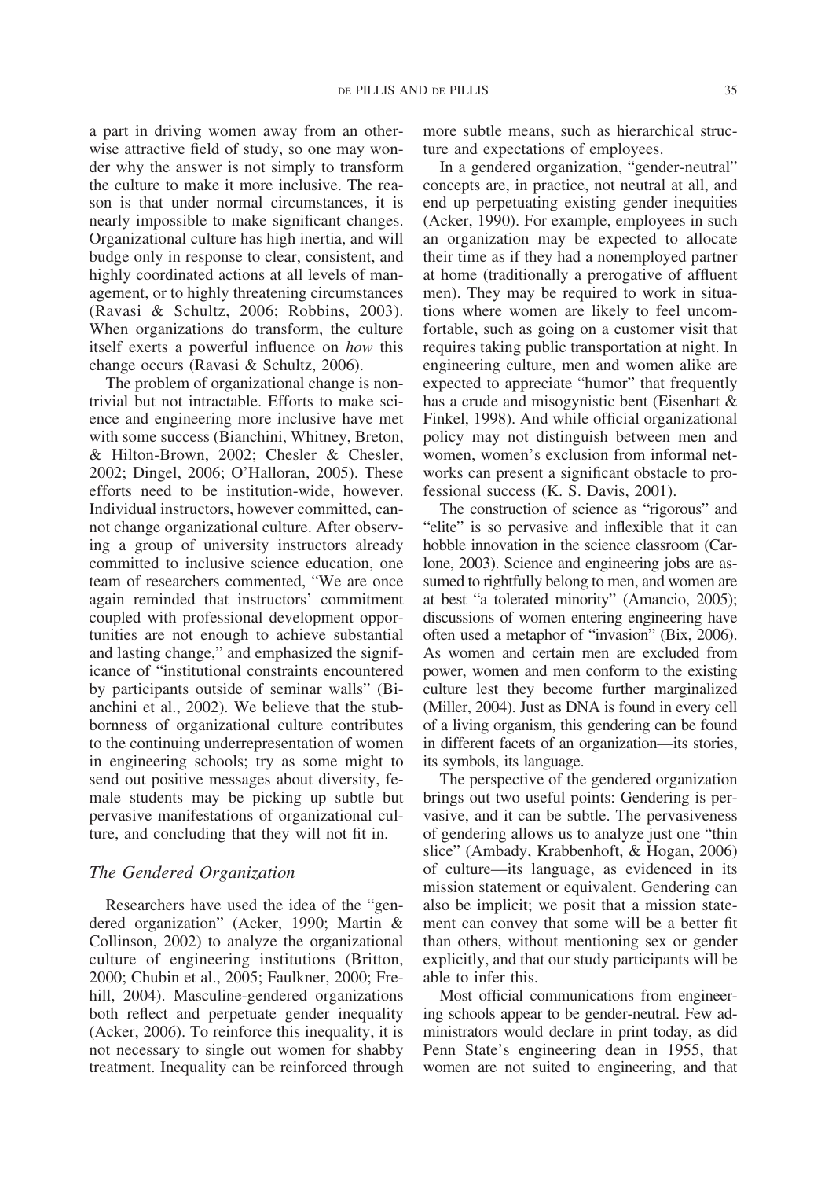a part in driving women away from an otherwise attractive field of study, so one may wonder why the answer is not simply to transform the culture to make it more inclusive. The reason is that under normal circumstances, it is nearly impossible to make significant changes. Organizational culture has high inertia, and will budge only in response to clear, consistent, and highly coordinated actions at all levels of management, or to highly threatening circumstances (Ravasi & Schultz, 2006; Robbins, 2003). When organizations do transform, the culture itself exerts a powerful influence on *how* this change occurs (Ravasi & Schultz, 2006).

The problem of organizational change is nontrivial but not intractable. Efforts to make science and engineering more inclusive have met with some success (Bianchini, Whitney, Breton, & Hilton-Brown, 2002; Chesler & Chesler, 2002; Dingel, 2006; O'Halloran, 2005). These efforts need to be institution-wide, however. Individual instructors, however committed, cannot change organizational culture. After observing a group of university instructors already committed to inclusive science education, one team of researchers commented, "We are once again reminded that instructors' commitment coupled with professional development opportunities are not enough to achieve substantial and lasting change," and emphasized the significance of "institutional constraints encountered by participants outside of seminar walls" (Bianchini et al., 2002). We believe that the stubbornness of organizational culture contributes to the continuing underrepresentation of women in engineering schools; try as some might to send out positive messages about diversity, female students may be picking up subtle but pervasive manifestations of organizational culture, and concluding that they will not fit in.

### *The Gendered Organization*

Researchers have used the idea of the "gendered organization" (Acker, 1990; Martin & Collinson, 2002) to analyze the organizational culture of engineering institutions (Britton, 2000; Chubin et al., 2005; Faulkner, 2000; Frehill, 2004). Masculine-gendered organizations both reflect and perpetuate gender inequality (Acker, 2006). To reinforce this inequality, it is not necessary to single out women for shabby treatment. Inequality can be reinforced through more subtle means, such as hierarchical structure and expectations of employees.

In a gendered organization, "gender-neutral" concepts are, in practice, not neutral at all, and end up perpetuating existing gender inequities (Acker, 1990). For example, employees in such an organization may be expected to allocate their time as if they had a nonemployed partner at home (traditionally a prerogative of affluent men). They may be required to work in situations where women are likely to feel uncomfortable, such as going on a customer visit that requires taking public transportation at night. In engineering culture, men and women alike are expected to appreciate "humor" that frequently has a crude and misogynistic bent (Eisenhart & Finkel, 1998). And while official organizational policy may not distinguish between men and women, women's exclusion from informal networks can present a significant obstacle to professional success (K. S. Davis, 2001).

The construction of science as "rigorous" and "elite" is so pervasive and inflexible that it can hobble innovation in the science classroom (Carlone, 2003). Science and engineering jobs are assumed to rightfully belong to men, and women are at best "a tolerated minority" (Amancio, 2005); discussions of women entering engineering have often used a metaphor of "invasion" (Bix, 2006). As women and certain men are excluded from power, women and men conform to the existing culture lest they become further marginalized (Miller, 2004). Just as DNA is found in every cell of a living organism, this gendering can be found in different facets of an organization—its stories, its symbols, its language.

The perspective of the gendered organization brings out two useful points: Gendering is pervasive, and it can be subtle. The pervasiveness of gendering allows us to analyze just one "thin slice" (Ambady, Krabbenhoft, & Hogan, 2006) of culture—its language, as evidenced in its mission statement or equivalent. Gendering can also be implicit; we posit that a mission statement can convey that some will be a better fit than others, without mentioning sex or gender explicitly, and that our study participants will be able to infer this.

Most official communications from engineering schools appear to be gender-neutral. Few administrators would declare in print today, as did Penn State's engineering dean in 1955, that women are not suited to engineering, and that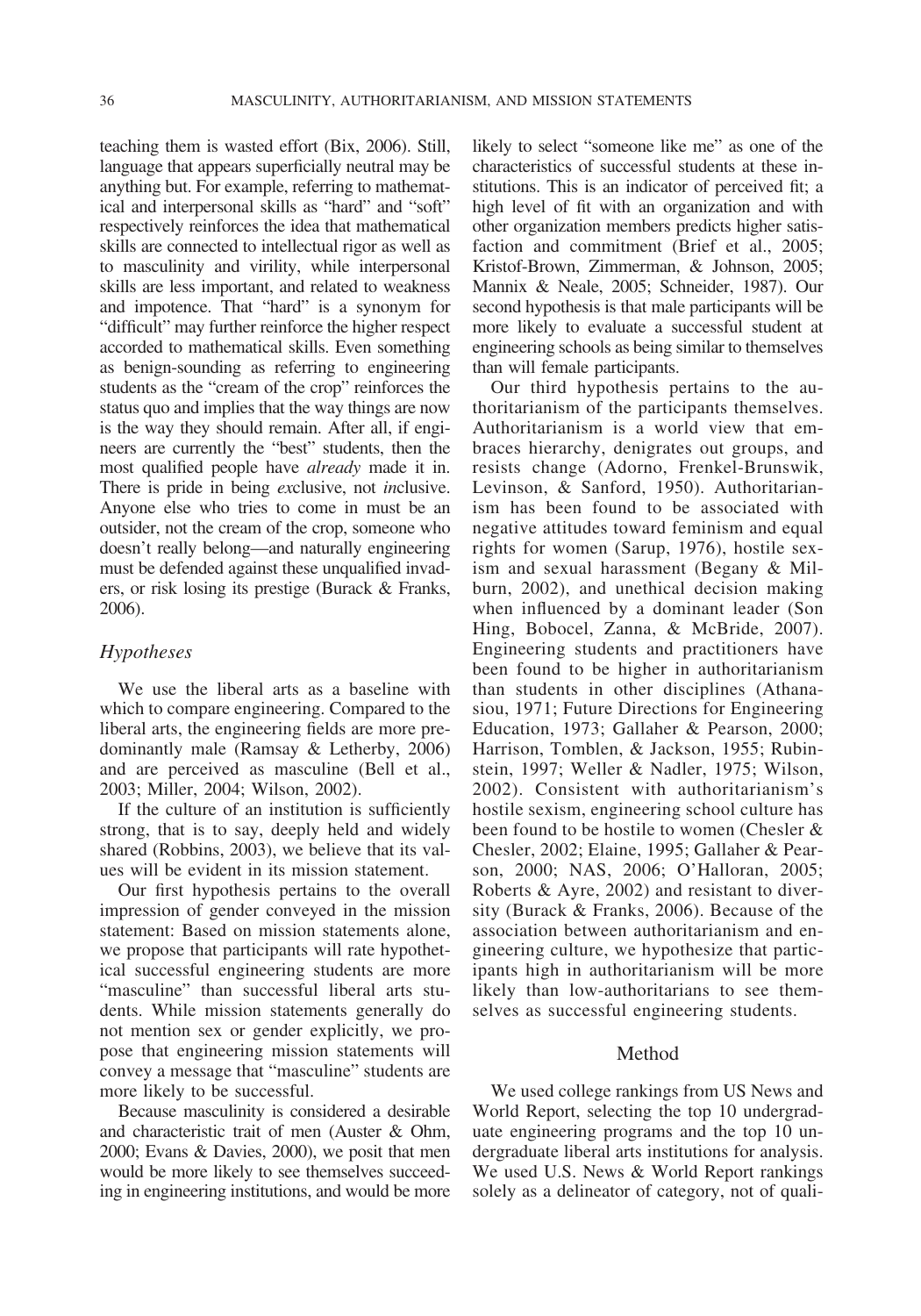teaching them is wasted effort (Bix, 2006). Still, language that appears superficially neutral may be anything but. For example, referring to mathematical and interpersonal skills as "hard" and "soft" respectively reinforces the idea that mathematical skills are connected to intellectual rigor as well as to masculinity and virility, while interpersonal skills are less important, and related to weakness and impotence. That "hard" is a synonym for "difficult" may further reinforce the higher respect accorded to mathematical skills. Even something as benign-sounding as referring to engineering students as the "cream of the crop" reinforces the status quo and implies that the way things are now is the way they should remain. After all, if engineers are currently the "best" students, then the most qualified people have *already* made it in. There is pride in being *ex*clusive, not *in*clusive. Anyone else who tries to come in must be an outsider, not the cream of the crop, someone who doesn't really belong—and naturally engineering must be defended against these unqualified invaders, or risk losing its prestige (Burack & Franks, 2006).

### *Hypotheses*

We use the liberal arts as a baseline with which to compare engineering. Compared to the liberal arts, the engineering fields are more predominantly male (Ramsay & Letherby, 2006) and are perceived as masculine (Bell et al., 2003; Miller, 2004; Wilson, 2002).

If the culture of an institution is sufficiently strong, that is to say, deeply held and widely shared (Robbins, 2003), we believe that its values will be evident in its mission statement.

Our first hypothesis pertains to the overall impression of gender conveyed in the mission statement: Based on mission statements alone, we propose that participants will rate hypothetical successful engineering students are more "masculine" than successful liberal arts students. While mission statements generally do not mention sex or gender explicitly, we propose that engineering mission statements will convey a message that "masculine" students are more likely to be successful.

Because masculinity is considered a desirable and characteristic trait of men (Auster & Ohm, 2000; Evans & Davies, 2000), we posit that men would be more likely to see themselves succeeding in engineering institutions, and would be more likely to select "someone like me" as one of the characteristics of successful students at these institutions. This is an indicator of perceived fit; a high level of fit with an organization and with other organization members predicts higher satisfaction and commitment (Brief et al., 2005; Kristof-Brown, Zimmerman, & Johnson, 2005; Mannix & Neale, 2005; Schneider, 1987). Our second hypothesis is that male participants will be more likely to evaluate a successful student at engineering schools as being similar to themselves than will female participants.

Our third hypothesis pertains to the authoritarianism of the participants themselves. Authoritarianism is a world view that embraces hierarchy, denigrates out groups, and resists change (Adorno, Frenkel-Brunswik, Levinson, & Sanford, 1950). Authoritarianism has been found to be associated with negative attitudes toward feminism and equal rights for women (Sarup, 1976), hostile sexism and sexual harassment (Begany & Milburn, 2002), and unethical decision making when influenced by a dominant leader (Son Hing, Bobocel, Zanna, & McBride, 2007). Engineering students and practitioners have been found to be higher in authoritarianism than students in other disciplines (Athanasiou, 1971; Future Directions for Engineering Education, 1973; Gallaher & Pearson, 2000; Harrison, Tomblen, & Jackson, 1955; Rubinstein, 1997; Weller & Nadler, 1975; Wilson, 2002). Consistent with authoritarianism's hostile sexism, engineering school culture has been found to be hostile to women (Chesler & Chesler, 2002; Elaine, 1995; Gallaher & Pearson, 2000; NAS, 2006; O'Halloran, 2005; Roberts & Ayre, 2002) and resistant to diversity (Burack & Franks, 2006). Because of the association between authoritarianism and engineering culture, we hypothesize that participants high in authoritarianism will be more likely than low-authoritarians to see themselves as successful engineering students.

## Method

We used college rankings from US News and World Report, selecting the top 10 undergraduate engineering programs and the top 10 undergraduate liberal arts institutions for analysis. We used U.S. News & World Report rankings solely as a delineator of category, not of quali-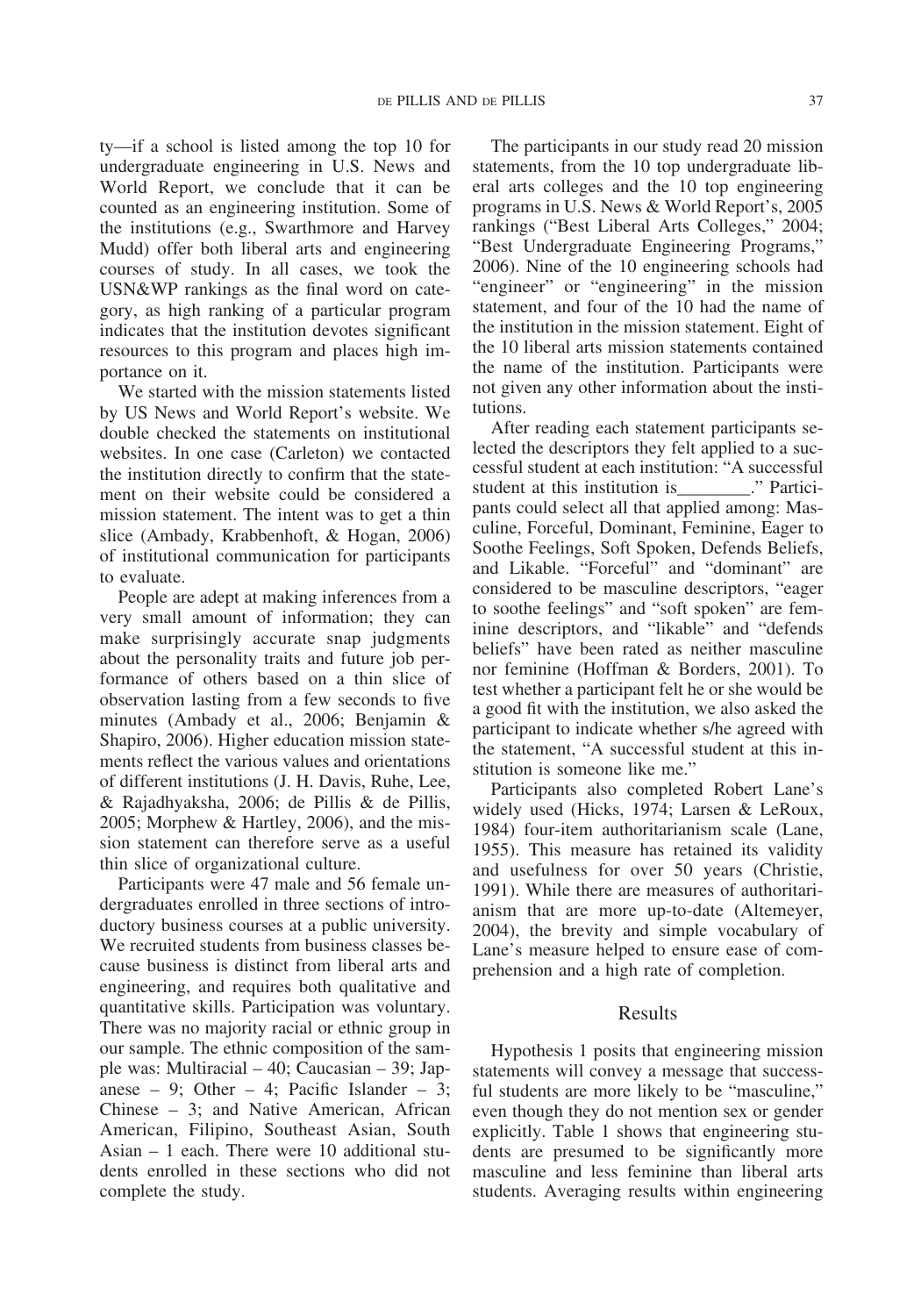ty—if a school is listed among the top 10 for undergraduate engineering in U.S. News and World Report, we conclude that it can be counted as an engineering institution. Some of the institutions (e.g., Swarthmore and Harvey Mudd) offer both liberal arts and engineering courses of study. In all cases, we took the USN&WP rankings as the final word on category, as high ranking of a particular program indicates that the institution devotes significant resources to this program and places high importance on it.

We started with the mission statements listed by US News and World Report's website. We double checked the statements on institutional websites. In one case (Carleton) we contacted the institution directly to confirm that the statement on their website could be considered a mission statement. The intent was to get a thin slice (Ambady, Krabbenhoft, & Hogan, 2006) of institutional communication for participants to evaluate.

People are adept at making inferences from a very small amount of information; they can make surprisingly accurate snap judgments about the personality traits and future job performance of others based on a thin slice of observation lasting from a few seconds to five minutes (Ambady et al., 2006; Benjamin & Shapiro, 2006). Higher education mission statements reflect the various values and orientations of different institutions (J. H. Davis, Ruhe, Lee, & Rajadhyaksha, 2006; de Pillis & de Pillis, 2005; Morphew & Hartley, 2006), and the mission statement can therefore serve as a useful thin slice of organizational culture.

Participants were 47 male and 56 female undergraduates enrolled in three sections of introductory business courses at a public university. We recruited students from business classes because business is distinct from liberal arts and engineering, and requires both qualitative and quantitative skills. Participation was voluntary. There was no majority racial or ethnic group in our sample. The ethnic composition of the sample was: Multiracial – 40; Caucasian – 39; Japanese – 9; Other – 4; Pacific Islander – 3; Chinese – 3; and Native American, African American, Filipino, Southeast Asian, South Asian – 1 each. There were 10 additional students enrolled in these sections who did not complete the study.

The participants in our study read 20 mission statements, from the 10 top undergraduate liberal arts colleges and the 10 top engineering programs in U.S. News & World Report's, 2005 rankings ("Best Liberal Arts Colleges," 2004; "Best Undergraduate Engineering Programs," 2006). Nine of the 10 engineering schools had "engineer" or "engineering" in the mission statement, and four of the 10 had the name of the institution in the mission statement. Eight of the 10 liberal arts mission statements contained the name of the institution. Participants were not given any other information about the institutions.

After reading each statement participants selected the descriptors they felt applied to a successful student at each institution: "A successful student at this institution is________." Participants could select all that applied among: Masculine, Forceful, Dominant, Feminine, Eager to Soothe Feelings, Soft Spoken, Defends Beliefs, and Likable. "Forceful" and "dominant" are considered to be masculine descriptors, "eager to soothe feelings" and "soft spoken" are feminine descriptors, and "likable" and "defends beliefs" have been rated as neither masculine nor feminine (Hoffman & Borders, 2001). To test whether a participant felt he or she would be a good fit with the institution, we also asked the participant to indicate whether s/he agreed with the statement, "A successful student at this institution is someone like me."

Participants also completed Robert Lane's widely used (Hicks, 1974; Larsen & LeRoux, 1984) four-item authoritarianism scale (Lane, 1955). This measure has retained its validity and usefulness for over 50 years (Christie, 1991). While there are measures of authoritarianism that are more up-to-date (Altemeyer, 2004), the brevity and simple vocabulary of Lane's measure helped to ensure ease of comprehension and a high rate of completion.

## Results

Hypothesis 1 posits that engineering mission statements will convey a message that successful students are more likely to be "masculine," even though they do not mention sex or gender explicitly. Table 1 shows that engineering students are presumed to be significantly more masculine and less feminine than liberal arts students. Averaging results within engineering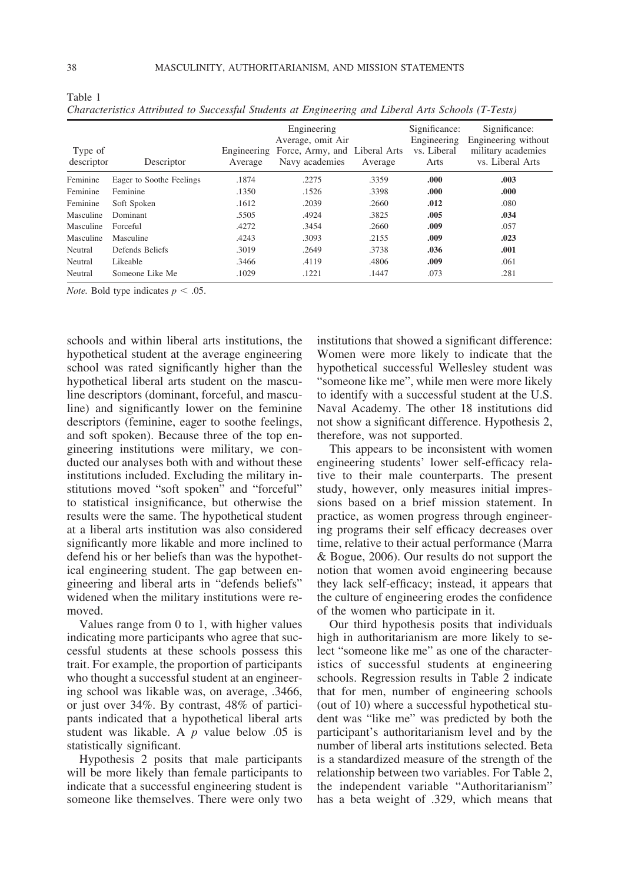Table 1
*Characteristics Attributed to Successful Students at Engineering and Liberal Arts Schools (T-Tests)*

| Type of descriptor | Descriptor | Engineering Average | Engineering Average, omit Air Force, Army, and Navy academies | Liberal Arts Average | Significance: Engineering vs. Liberal Arts | Significance: Engineering without military academies vs. Liberal Arts |
|---|---|---|---|---|---|---|
| Feminine | Eager to Soothe Feelings | .1874 | .2275 | .3359 | **.000** | **.003** |
| Feminine | Feminine | .1350 | .1526 | .3398 | **.000** | **.000** |
| Feminine | Soft Spoken | .1612 | .2039 | .2660 | **.012** | .080 |
| Masculine | Dominant | .5505 | .4924 | .3825 | **.005** | **.034** |
| Masculine | Forceful | .4272 | .3454 | .2660 | **.009** | .057 |
| Masculine | Masculine | .4243 | .3093 | .2155 | **.009** | **.023** |
| Neutral | Defends Beliefs | .3019 | .2649 | .3738 | **.036** | **.001** |
| Neutral | Likeable | .3466 | .4119 | .4806 | **.009** | .061 |
| Neutral | Someone Like Me | .1029 | .1221 | .1447 | .073 | .281 |

*Note.* Bold type indicates $p < .05$.

schools and within liberal arts institutions, the hypothetical student at the average engineering school was rated significantly higher than the hypothetical liberal arts student on the masculine descriptors (dominant, forceful, and masculine) and significantly lower on the feminine descriptors (feminine, eager to soothe feelings, and soft spoken). Because three of the top engineering institutions were military, we conducted our analyses both with and without these institutions included. Excluding the military institutions moved "soft spoken" and "forceful" to statistical insignificance, but otherwise the results were the same. The hypothetical student at a liberal arts institution was also considered significantly more likable and more inclined to defend his or her beliefs than was the hypothetical engineering student. The gap between engineering and liberal arts in "defends beliefs" widened when the military institutions were removed.

Values range from 0 to 1, with higher values indicating more participants who agree that successful students at these schools possess this trait. For example, the proportion of participants who thought a successful student at an engineering school was likable was, on average, .3466, or just over 34%. By contrast, 48% of participants indicated that a hypothetical liberal arts student was likable. A *p* value below .05 is statistically significant.

Hypothesis 2 posits that male participants will be more likely than female participants to indicate that a successful engineering student is someone like themselves. There were only two institutions that showed a significant difference: Women were more likely to indicate that the hypothetical successful Wellesley student was "someone like me", while men were more likely to identify with a successful student at the U.S. Naval Academy. The other 18 institutions did not show a significant difference. Hypothesis 2, therefore, was not supported.

This appears to be inconsistent with women engineering students' lower self-efficacy relative to their male counterparts. The present study, however, only measures initial impressions based on a brief mission statement. In practice, as women progress through engineering programs their self efficacy decreases over time, relative to their actual performance (Marra & Bogue, 2006). Our results do not support the notion that women avoid engineering because they lack self-efficacy; instead, it appears that the culture of engineering erodes the confidence of the women who participate in it.

Our third hypothesis posits that individuals high in authoritarianism are more likely to select "someone like me" as one of the characteristics of successful students at engineering schools. Regression results in Table 2 indicate that for men, number of engineering schools (out of 10) where a successful hypothetical student was "like me" was predicted by both the participant's authoritarianism level and by the number of liberal arts institutions selected. Beta is a standardized measure of the strength of the relationship between two variables. For Table 2, the independent variable "Authoritarianism" has a beta weight of .329, which means that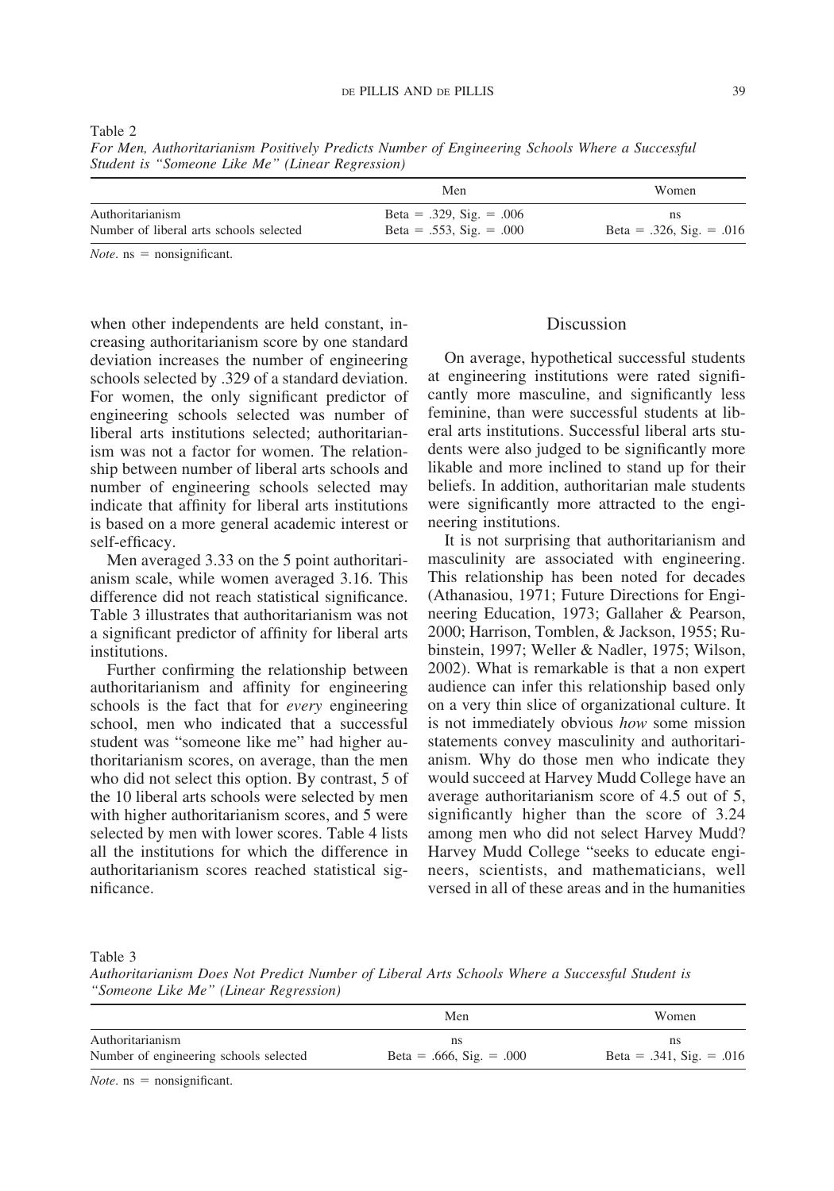Table 2

*For Men, Authoritarianism Positively Predicts Number of Engineering Schools Where a Successful Student is "Someone Like Me" (Linear Regression)*

| | Men | Women |
|---|---|---|
| Authoritarianism | Beta = .329, Sig. = .006 | ns |
| Number of liberal arts schools selected | Beta = .553, Sig. = .000 | Beta = .326, Sig. = .016 |

*Note*. ns = nonsignificant.

when other independents are held constant, increasing authoritarianism score by one standard deviation increases the number of engineering schools selected by .329 of a standard deviation. For women, the only significant predictor of engineering schools selected was number of liberal arts institutions selected; authoritarianism was not a factor for women. The relationship between number of liberal arts schools and number of engineering schools selected may indicate that affinity for liberal arts institutions is based on a more general academic interest or self-efficacy.

Men averaged 3.33 on the 5 point authoritarianism scale, while women averaged 3.16. This difference did not reach statistical significance. Table 3 illustrates that authoritarianism was not a significant predictor of affinity for liberal arts institutions.

Further confirming the relationship between authoritarianism and affinity for engineering schools is the fact that for *every* engineering school, men who indicated that a successful student was "someone like me" had higher authoritarianism scores, on average, than the men who did not select this option. By contrast, 5 of the 10 liberal arts schools were selected by men with higher authoritarianism scores, and 5 were selected by men with lower scores. Table 4 lists all the institutions for which the difference in authoritarianism scores reached statistical significance.

## Discussion

On average, hypothetical successful students at engineering institutions were rated significantly more masculine, and significantly less feminine, than were successful students at liberal arts institutions. Successful liberal arts students were also judged to be significantly more likable and more inclined to stand up for their beliefs. In addition, authoritarian male students were significantly more attracted to the engineering institutions.

It is not surprising that authoritarianism and masculinity are associated with engineering. This relationship has been noted for decades (Athanasiou, 1971; Future Directions for Engineering Education, 1973; Gallaher & Pearson, 2000; Harrison, Tomblen, & Jackson, 1955; Rubinstein, 1997; Weller & Nadler, 1975; Wilson, 2002). What is remarkable is that a non expert audience can infer this relationship based only on a very thin slice of organizational culture. It is not immediately obvious *how* some mission statements convey masculinity and authoritarianism. Why do those men who indicate they would succeed at Harvey Mudd College have an average authoritarianism score of 4.5 out of 5, significantly higher than the score of 3.24 among men who did not select Harvey Mudd? Harvey Mudd College "seeks to educate engineers, scientists, and mathematicians, well versed in all of these areas and in the humanities

Table 3

*Authoritarianism Does Not Predict Number of Liberal Arts Schools Where a Successful Student is "Someone Like Me" (Linear Regression)*

| | Men | Women |
|---|---|---|
| Authoritarianism | ns | ns |
| Number of engineering schools selected | Beta = .666, Sig. = .000 | Beta = .341, Sig. = .016 |

*Note*. ns = nonsignificant.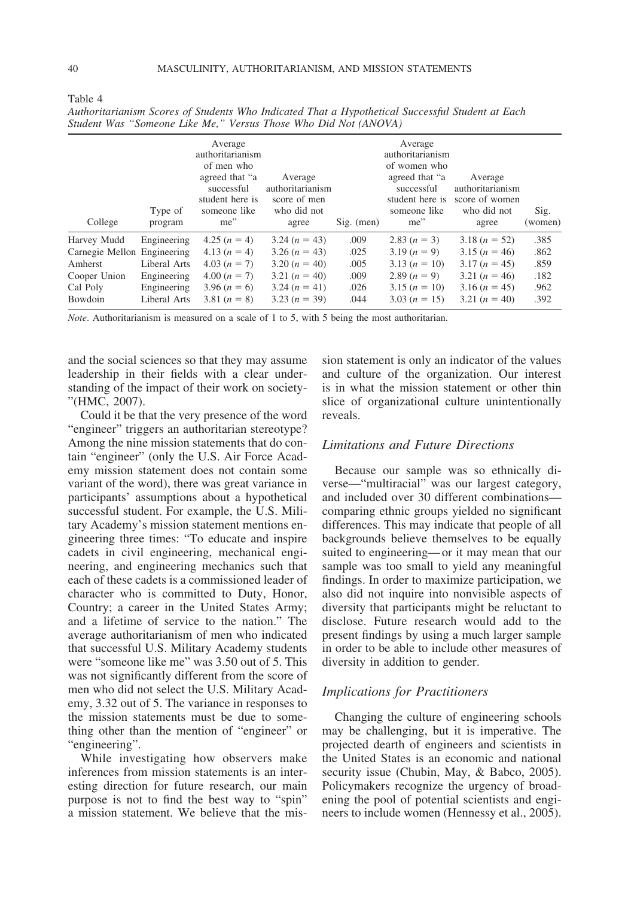Table 4

*Authoritarianism Scores of Students Who Indicated That a Hypothetical Successful Student at Each Student Was "Someone Like Me," Versus Those Who Did Not (ANOVA)*

| College | Type of program | Average authoritarianism of men who agreed that "a successful student here is someone like me" | Average authoritarianism score of men who did not agree | Sig. (men) | Average authoritarianism of women who agreed that "a successful student here is someone like me" | Average authoritarianism score of women who did not agree | Sig. (women) |
|---|---|---|---|---|---|---|---|
| Harvey Mudd | Engineering | 4.25 ($n = 4$) | 3.24 ($n = 43$) | .009 | 2.83 ($n = 3$) | 3.18 ($n = 52$) | .385 |
| Carnegie Mellon | Engineering | 4.13 ($n = 4$) | 3.26 ($n = 43$) | .025 | 3.19 ($n = 9$) | 3.15 ($n = 46$) | .862 |
| Amherst | Liberal Arts | 4.03 ($n = 7$) | 3.20 ($n = 40$) | .005 | 3.13 ($n = 10$) | 3.17 ($n = 45$) | .859 |
| Cooper Union | Engineering | 4.00 ($n = 7$) | 3.21 ($n = 40$) | .009 | 2.89 ($n = 9$) | 3.21 ($n = 46$) | .182 |
| Cal Poly | Engineering | 3.96 ($n = 6$) | 3.24 ($n = 41$) | .026 | 3.15 ($n = 10$) | 3.16 ($n = 45$) | .962 |
| Bowdoin | Liberal Arts | 3.81 ($n = 8$) | 3.23 ($n = 39$) | .044 | 3.03 ($n = 15$) | 3.21 ($n = 40$) | .392 |

*Note*. Authoritarianism is measured on a scale of 1 to 5, with 5 being the most authoritarian.

and the social sciences so that they may assume leadership in their fields with a clear understanding of the impact of their work on society-"(HMC, 2007).

Could it be that the very presence of the word "engineer" triggers an authoritarian stereotype? Among the nine mission statements that do contain "engineer" (only the U.S. Air Force Academy mission statement does not contain some variant of the word), there was great variance in participants' assumptions about a hypothetical successful student. For example, the U.S. Military Academy's mission statement mentions engineering three times: "To educate and inspire cadets in civil engineering, mechanical engineering, and engineering mechanics such that each of these cadets is a commissioned leader of character who is committed to Duty, Honor, Country; a career in the United States Army; and a lifetime of service to the nation." The average authoritarianism of men who indicated that successful U.S. Military Academy students were "someone like me" was 3.50 out of 5. This was not significantly different from the score of men who did not select the U.S. Military Academy, 3.32 out of 5. The variance in responses to the mission statements must be due to something other than the mention of "engineer" or "engineering".

While investigating how observers make inferences from mission statements is an interesting direction for future research, our main purpose is not to find the best way to "spin" a mission statement. We believe that the mission statement is only an indicator of the values and culture of the organization. Our interest is in what the mission statement or other thin slice of organizational culture unintentionally reveals.

## *Limitations and Future Directions*

Because our sample was so ethnically diverse—"multiracial" was our largest category, and included over 30 different combinations—comparing ethnic groups yielded no significant differences. This may indicate that people of all backgrounds believe themselves to be equally suited to engineering—or it may mean that our sample was too small to yield any meaningful findings. In order to maximize participation, we also did not inquire into nonvisible aspects of diversity that participants might be reluctant to disclose. Future research would add to the present findings by using a much larger sample in order to be able to include other measures of diversity in addition to gender.

## *Implications for Practitioners*

Changing the culture of engineering schools may be challenging, but it is imperative. The projected dearth of engineers and scientists in the United States is an economic and national security issue (Chubin, May, & Babco, 2005). Policymakers recognize the urgency of broadening the pool of potential scientists and engineers to include women (Hennessy et al., 2005).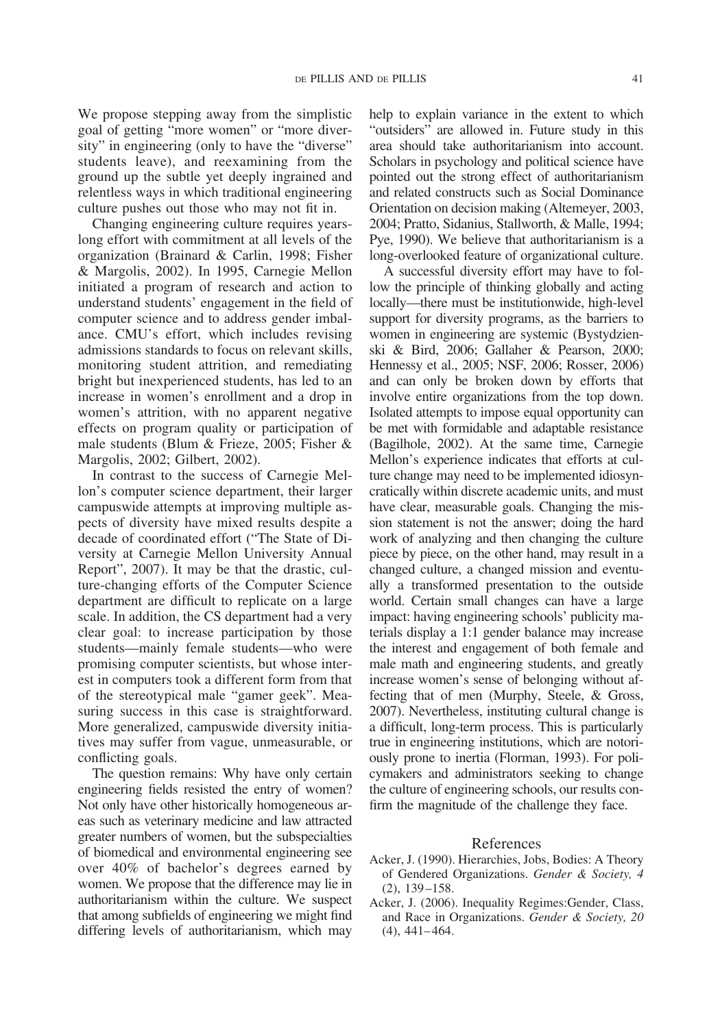We propose stepping away from the simplistic goal of getting "more women" or "more diversity" in engineering (only to have the "diverse" students leave), and reexamining from the ground up the subtle yet deeply ingrained and relentless ways in which traditional engineering culture pushes out those who may not fit in.

Changing engineering culture requires years-long effort with commitment at all levels of the organization (Brainard & Carlin, 1998; Fisher & Margolis, 2002). In 1995, Carnegie Mellon initiated a program of research and action to understand students' engagement in the field of computer science and to address gender imbalance. CMU's effort, which includes revising admissions standards to focus on relevant skills, monitoring student attrition, and remediating bright but inexperienced students, has led to an increase in women's enrollment and a drop in women's attrition, with no apparent negative effects on program quality or participation of male students (Blum & Frieze, 2005; Fisher & Margolis, 2002; Gilbert, 2002).

In contrast to the success of Carnegie Mellon's computer science department, their larger campuswide attempts at improving multiple aspects of diversity have mixed results despite a decade of coordinated effort ("The State of Diversity at Carnegie Mellon University Annual Report", 2007). It may be that the drastic, culture-changing efforts of the Computer Science department are difficult to replicate on a large scale. In addition, the CS department had a very clear goal: to increase participation by those students—mainly female students—who were promising computer scientists, but whose interest in computers took a different form from that of the stereotypical male "gamer geek". Measuring success in this case is straightforward. More generalized, campuswide diversity initiatives may suffer from vague, unmeasurable, or conflicting goals.

The question remains: Why have only certain engineering fields resisted the entry of women? Not only have other historically homogeneous areas such as veterinary medicine and law attracted greater numbers of women, but the subspecialties of biomedical and environmental engineering see over 40% of bachelor's degrees earned by women. We propose that the difference may lie in authoritarianism within the culture. We suspect that among subfields of engineering we might find differing levels of authoritarianism, which may help to explain variance in the extent to which "outsiders" are allowed in. Future study in this area should take authoritarianism into account. Scholars in psychology and political science have pointed out the strong effect of authoritarianism and related constructs such as Social Dominance Orientation on decision making (Altemeyer, 2003, 2004; Pratto, Sidanius, Stallworth, & Malle, 1994; Pye, 1990). We believe that authoritarianism is a long-overlooked feature of organizational culture.

A successful diversity effort may have to follow the principle of thinking globally and acting locally—there must be institutionwide, high-level support for diversity programs, as the barriers to women in engineering are systemic (Bystydzienski & Bird, 2006; Gallaher & Pearson, 2000; Hennessy et al., 2005; NSF, 2006; Rosser, 2006) and can only be broken down by efforts that involve entire organizations from the top down. Isolated attempts to impose equal opportunity can be met with formidable and adaptable resistance (Bagilhole, 2002). At the same time, Carnegie Mellon's experience indicates that efforts at culture change may need to be implemented idiosyncratically within discrete academic units, and must have clear, measurable goals. Changing the mission statement is not the answer; doing the hard work of analyzing and then changing the culture piece by piece, on the other hand, may result in a changed culture, a changed mission and eventually a transformed presentation to the outside world. Certain small changes can have a large impact: having engineering schools' publicity materials display a 1:1 gender balance may increase the interest and engagement of both female and male math and engineering students, and greatly increase women's sense of belonging without affecting that of men (Murphy, Steele, & Gross, 2007). Nevertheless, instituting cultural change is a difficult, long-term process. This is particularly true in engineering institutions, which are notoriously prone to inertia (Florman, 1993). For policymakers and administrators seeking to change the culture of engineering schools, our results confirm the magnitude of the challenge they face.

## References

Acker, J. (1990). Hierarchies, Jobs, Bodies: A Theory of Gendered Organizations. *Gender & Society, 4* (2), 139–158.

Acker, J. (2006). Inequality Regimes:Gender, Class, and Race in Organizations. *Gender & Society, 20* (4), 441–464.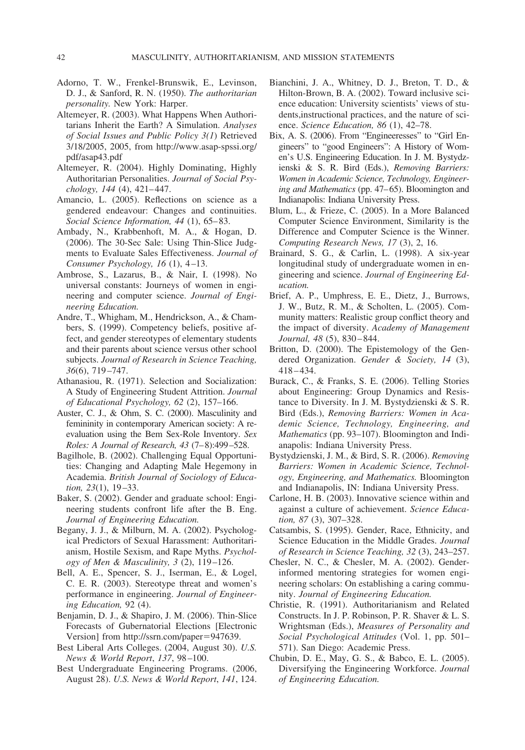Adorno, T. W., Frenkel-Brunswik, E., Levinson, D. J., & Sanford, R. N. (1950). *The authoritarian personality.* New York: Harper.

Altemeyer, R. (2003). What Happens When Authoritarians Inherit the Earth? A Simulation. *Analyses of Social Issues and Public Policy 3(1)* Retrieved 3/18/2005, 2005, from http://www.asap-spssi.org/pdf/asap43.pdf

Altemeyer, R. (2004). Highly Dominating, Highly Authoritarian Personalities. *Journal of Social Psychology, 144* (4), 421–447.

Amancio, L. (2005). Reflections on science as a gendered endeavour: Changes and continuities. *Social Science Information, 44* (1), 65–83.

Ambady, N., Krabbenhoft, M. A., & Hogan, D. (2006). The 30-Sec Sale: Using Thin-Slice Judgments to Evaluate Sales Effectiveness. *Journal of Consumer Psychology, 16* (1), 4–13.

Ambrose, S., Lazarus, B., & Nair, I. (1998). No universal constants: Journeys of women in engineering and computer science. *Journal of Engineering Education.*

Andre, T., Whigham, M., Hendrickson, A., & Chambers, S. (1999). Competency beliefs, positive affect, and gender stereotypes of elementary students and their parents about science versus other school subjects. *Journal of Research in Science Teaching, 36*(6), 719–747.

Athanasiou, R. (1971). Selection and Socialization: A Study of Engineering Student Attrition. *Journal of Educational Psychology, 62* (2), 157–166.

Auster, C. J., & Ohm, S. C. (2000). Masculinity and femininity in contemporary American society: A reevaluation using the Bem Sex-Role Inventory. *Sex Roles: A Journal of Research, 43* (7–8):499–528.

Bagilhole, B. (2002). Challenging Equal Opportunities: Changing and Adapting Male Hegemony in Academia. *British Journal of Sociology of Education, 23*(1), 19–33.

Baker, S. (2002). Gender and graduate school: Engineering students confront life after the B. Eng. *Journal of Engineering Education.*

Begany, J. J., & Milburn, M. A. (2002). Psychological Predictors of Sexual Harassment: Authoritarianism, Hostile Sexism, and Rape Myths. *Psychology of Men & Masculinity, 3* (2), 119–126.

Bell, A. E., Spencer, S. J., Iserman, E., & Logel, C. E. R. (2003). Stereotype threat and women's performance in engineering. *Journal of Engineering Education,* 92 (4).

Benjamin, D. J., & Shapiro, J. M. (2006). Thin-Slice Forecasts of Gubernatorial Elections [Electronic Version] from http://ssrn.com/paper=947639.

Best Liberal Arts Colleges. (2004, August 30). *U.S. News & World Report*, *137*, 98–100.

Best Undergraduate Engineering Programs. (2006, August 28). *U.S. News & World Report*, *141*, 124.

Bianchini, J. A., Whitney, D. J., Breton, T. D., & Hilton-Brown, B. A. (2002). Toward inclusive science education: University scientists' views of students,instructional practices, and the nature of science. *Science Education, 86* (1), 42–78.

Bix, A. S. (2006). From "Engineeresses" to "Girl Engineers" to "good Engineers": A History of Women's U.S. Engineering Education. In J. M. Bystydzienski & S. R. Bird (Eds.), *Removing Barriers: Women in Academic Science, Technology, Engineering and Mathematics* (pp. 47–65). Bloomington and Indianapolis: Indiana University Press.

Blum, L., & Frieze, C. (2005). In a More Balanced Computer Science Environment, Similarity is the Difference and Computer Science is the Winner. *Computing Research News, 17* (3), 2, 16.

Brainard, S. G., & Carlin, L. (1998). A six-year longitudinal study of undergraduate women in engineering and science. *Journal of Engineering Education.*

Brief, A. P., Umphress, E. E., Dietz, J., Burrows, J. W., Butz, R. M., & Scholten, L. (2005). Community matters: Realistic group conflict theory and the impact of diversity. *Academy of Management Journal, 48* (5), 830–844.

Britton, D. (2000). The Epistemology of the Gendered Organization. *Gender & Society, 14* (3), 418–434.

Burack, C., & Franks, S. E. (2006). Telling Stories about Engineering: Group Dynamics and Resistance to Diversity. In J. M. Bystydzienski & S. R. Bird (Eds.), *Removing Barriers: Women in Academic Science, Technology, Engineering, and Mathematics* (pp. 93–107). Bloomington and Indianapolis: Indiana University Press.

Bystydzienski, J. M., & Bird, S. R. (2006). *Removing Barriers: Women in Academic Science, Technology, Engineering, and Mathematics.* Bloomington and Indianapolis, IN: Indiana University Press.

Carlone, H. B. (2003). Innovative science within and against a culture of achievement. *Science Education, 87* (3), 307–328.

Catsambis, S. (1995). Gender, Race, Ethnicity, and Science Education in the Middle Grades. *Journal of Research in Science Teaching, 32* (3), 243–257.

Chesler, N. C., & Chesler, M. A. (2002). Gender-informed mentoring strategies for women engineering scholars: On establishing a caring community. *Journal of Engineering Education.*

Christie, R. (1991). Authoritarianism and Related Constructs. In J. P. Robinson, P. R. Shaver & L. S. Wrightsman (Eds.), *Measures of Personality and Social Psychological Attitudes* (Vol. 1, pp. 501–571). San Diego: Academic Press.

Chubin, D. E., May, G. S., & Babco, E. L. (2005). Diversifying the Engineering Workforce. *Journal of Engineering Education.*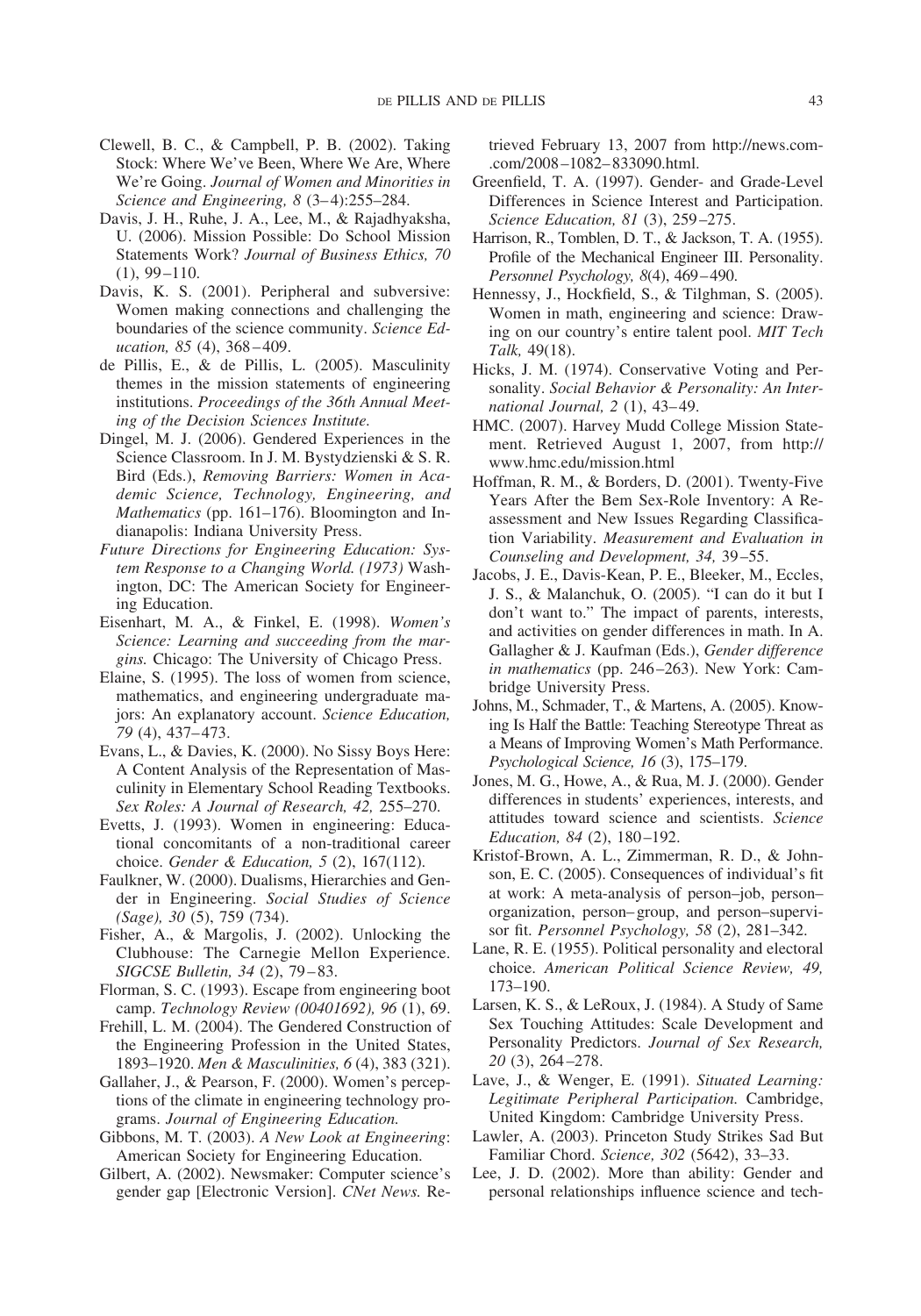Clewell, B. C., & Campbell, P. B. (2002). Taking Stock: Where We've Been, Where We Are, Where We're Going. *Journal of Women and Minorities in Science and Engineering, 8* (3–4):255–284.

Davis, J. H., Ruhe, J. A., Lee, M., & Rajadhyaksha, U. (2006). Mission Possible: Do School Mission Statements Work? *Journal of Business Ethics, 70* (1), 99–110.

Davis, K. S. (2001). Peripheral and subversive: Women making connections and challenging the boundaries of the science community. *Science Education, 85* (4), 368–409.

de Pillis, E., & de Pillis, L. (2005). Masculinity themes in the mission statements of engineering institutions. *Proceedings of the 36th Annual Meeting of the Decision Sciences Institute.*

Dingel, M. J. (2006). Gendered Experiences in the Science Classroom. In J. M. Bystydzienski & S. R. Bird (Eds.), *Removing Barriers: Women in Academic Science, Technology, Engineering, and Mathematics* (pp. 161–176). Bloomington and Indianapolis: Indiana University Press.

*Future Directions for Engineering Education: System Response to a Changing World. (1973)* Washington, DC: The American Society for Engineering Education.

Eisenhart, M. A., & Finkel, E. (1998). *Women's Science: Learning and succeeding from the margins.* Chicago: The University of Chicago Press.

Elaine, S. (1995). The loss of women from science, mathematics, and engineering undergraduate majors: An explanatory account. *Science Education, 79* (4), 437–473.

Evans, L., & Davies, K. (2000). No Sissy Boys Here: A Content Analysis of the Representation of Masculinity in Elementary School Reading Textbooks. *Sex Roles: A Journal of Research, 42,* 255–270.

Evetts, J. (1993). Women in engineering: Educational concomitants of a non-traditional career choice. *Gender & Education, 5* (2), 167(112).

Faulkner, W. (2000). Dualisms, Hierarchies and Gender in Engineering. *Social Studies of Science (Sage), 30* (5), 759 (734).

Fisher, A., & Margolis, J. (2002). Unlocking the Clubhouse: The Carnegie Mellon Experience. *SIGCSE Bulletin, 34* (2), 79–83.

Florman, S. C. (1993). Escape from engineering boot camp. *Technology Review (00401692), 96* (1), 69.

Frehill, L. M. (2004). The Gendered Construction of the Engineering Profession in the United States, 1893–1920. *Men & Masculinities, 6* (4), 383 (321).

Gallaher, J., & Pearson, F. (2000). Women's perceptions of the climate in engineering technology programs. *Journal of Engineering Education.*

Gibbons, M. T. (2003). *A New Look at Engineering*: American Society for Engineering Education.

Gilbert, A. (2002). Newsmaker: Computer science's gender gap [Electronic Version]. *CNet News.* Retrieved February 13, 2007 from http://news.com.com/2008–1082–833090.html.

Greenfield, T. A. (1997). Gender- and Grade-Level Differences in Science Interest and Participation. *Science Education, 81* (3), 259–275.

Harrison, R., Tomblen, D. T., & Jackson, T. A. (1955). Profile of the Mechanical Engineer III. Personality. *Personnel Psychology, 8*(4), 469–490.

Hennessy, J., Hockfield, S., & Tilghman, S. (2005). Women in math, engineering and science: Drawing on our country's entire talent pool. *MIT Tech Talk,* 49(18).

Hicks, J. M. (1974). Conservative Voting and Personality. *Social Behavior & Personality: An International Journal, 2* (1), 43–49.

HMC. (2007). Harvey Mudd College Mission Statement. Retrieved August 1, 2007, from http://www.hmc.edu/mission.html

Hoffman, R. M., & Borders, D. (2001). Twenty-Five Years After the Bem Sex-Role Inventory: A Reassessment and New Issues Regarding Classification Variability. *Measurement and Evaluation in Counseling and Development, 34,* 39–55.

Jacobs, J. E., Davis-Kean, P. E., Bleeker, M., Eccles, J. S., & Malanchuk, O. (2005). "I can do it but I don't want to." The impact of parents, interests, and activities on gender differences in math. In A. Gallagher & J. Kaufman (Eds.), *Gender difference in mathematics* (pp. 246–263). New York: Cambridge University Press.

Johns, M., Schmader, T., & Martens, A. (2005). Knowing Is Half the Battle: Teaching Stereotype Threat as a Means of Improving Women's Math Performance. *Psychological Science, 16* (3), 175–179.

Jones, M. G., Howe, A., & Rua, M. J. (2000). Gender differences in students' experiences, interests, and attitudes toward science and scientists. *Science Education, 84* (2), 180–192.

Kristof-Brown, A. L., Zimmerman, R. D., & Johnson, E. C. (2005). Consequences of individual's fit at work: A meta-analysis of person–job, person–organization, person–group, and person–supervisor fit. *Personnel Psychology, 58* (2), 281–342.

Lane, R. E. (1955). Political personality and electoral choice. *American Political Science Review, 49,* 173–190.

Larsen, K. S., & LeRoux, J. (1984). A Study of Same Sex Touching Attitudes: Scale Development and Personality Predictors. *Journal of Sex Research, 20* (3), 264–278.

Lave, J., & Wenger, E. (1991). *Situated Learning: Legitimate Peripheral Participation.* Cambridge, United Kingdom: Cambridge University Press.

Lawler, A. (2003). Princeton Study Strikes Sad But Familiar Chord. *Science, 302* (5642), 33–33.

Lee, J. D. (2002). More than ability: Gender and personal relationships influence science and tech-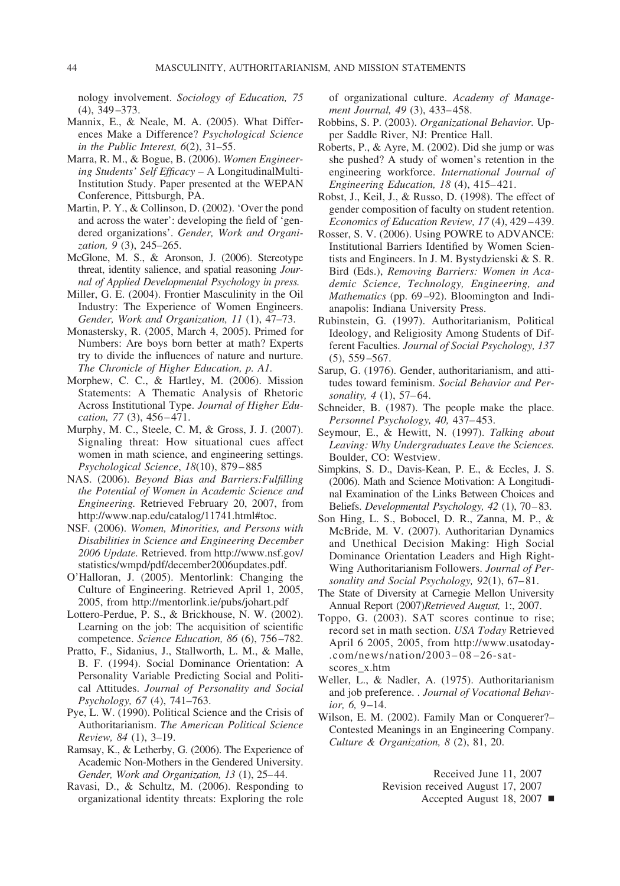nology involvement. *Sociology of Education, 75* (4), 349–373.

Mannix, E., & Neale, M. A. (2005). What Differences Make a Difference? *Psychological Science in the Public Interest, 6*(2), 31–55.

Marra, R. M., & Bogue, B. (2006). *Women Engineering Students' Self Efficacy* – A LongitudinalMulti-Institution Study. Paper presented at the WEPAN Conference, Pittsburgh, PA.

Martin, P. Y., & Collinson, D. (2002). 'Over the pond and across the water': developing the field of 'gendered organizations'. *Gender, Work and Organization, 9* (3), 245–265.

McGlone, M. S., & Aronson, J. (2006). Stereotype threat, identity salience, and spatial reasoning *Journal of Applied Developmental Psychology in press.*

Miller, G. E. (2004). Frontier Masculinity in the Oil Industry: The Experience of Women Engineers. *Gender, Work and Organization, 11* (1), 47–73.

Monastersky, R. (2005, March 4, 2005). Primed for Numbers: Are boys born better at math? Experts try to divide the influences of nature and nurture. *The Chronicle of Higher Education, p. A1.*

Morphew, C. C., & Hartley, M. (2006). Mission Statements: A Thematic Analysis of Rhetoric Across Institutional Type. *Journal of Higher Education, 77* (3), 456–471.

Murphy, M. C., Steele, C. M, & Gross, J. J. (2007). Signaling threat: How situational cues affect women in math science, and engineering settings. *Psychological Science*, *18*(10), 879–885

NAS. (2006). *Beyond Bias and Barriers:Fulfilling the Potential of Women in Academic Science and Engineering.* Retrieved February 20, 2007, from http://www.nap.edu/catalog/11741.html#toc.

NSF. (2006). *Women, Minorities, and Persons with Disabilities in Science and Engineering December 2006 Update.* Retrieved. from http://www.nsf.gov/statistics/wmpd/pdf/december2006updates.pdf.

O'Halloran, J. (2005). Mentorlink: Changing the Culture of Engineering. Retrieved April 1, 2005, 2005, from http://mentorlink.ie/pubs/johart.pdf

Lottero-Perdue, P. S., & Brickhouse, N. W. (2002). Learning on the job: The acquisition of scientific competence. *Science Education, 86* (6), 756–782.

Pratto, F., Sidanius, J., Stallworth, L. M., & Malle, B. F. (1994). Social Dominance Orientation: A Personality Variable Predicting Social and Political Attitudes. *Journal of Personality and Social Psychology, 67* (4), 741–763.

Pye, L. W. (1990). Political Science and the Crisis of Authoritarianism. *The American Political Science Review, 84* (1), 3–19.

Ramsay, K., & Letherby, G. (2006). The Experience of Academic Non-Mothers in the Gendered University. *Gender, Work and Organization, 13* (1), 25–44.

Ravasi, D., & Schultz, M. (2006). Responding to organizational identity threats: Exploring the role of organizational culture. *Academy of Management Journal, 49* (3), 433–458.

Robbins, S. P. (2003). *Organizational Behavior.* Upper Saddle River, NJ: Prentice Hall.

Roberts, P., & Ayre, M. (2002). Did she jump or was she pushed? A study of women's retention in the engineering workforce. *International Journal of Engineering Education, 18* (4), 415–421.

Robst, J., Keil, J., & Russo, D. (1998). The effect of gender composition of faculty on student retention. *Economics of Education Review, 17* (4), 429–439.

Rosser, S. V. (2006). Using POWRE to ADVANCE: Institutional Barriers Identified by Women Scientists and Engineers. In J. M. Bystydzienski & S. R. Bird (Eds.), *Removing Barriers: Women in Academic Science, Technology, Engineering, and Mathematics* (pp. 69–92). Bloomington and Indianapolis: Indiana University Press.

Rubinstein, G. (1997). Authoritarianism, Political Ideology, and Religiosity Among Students of Different Faculties. *Journal of Social Psychology, 137* (5), 559–567.

Sarup, G. (1976). Gender, authoritarianism, and attitudes toward feminism. *Social Behavior and Personality, 4* (1), 57–64.

Schneider, B. (1987). The people make the place. *Personnel Psychology, 40,* 437–453.

Seymour, E., & Hewitt, N. (1997). *Talking about Leaving: Why Undergraduates Leave the Sciences.* Boulder, CO: Westview.

Simpkins, S. D., Davis-Kean, P. E., & Eccles, J. S. (2006). Math and Science Motivation: A Longitudinal Examination of the Links Between Choices and Beliefs. *Developmental Psychology, 42* (1), 70–83.

Son Hing, L. S., Bobocel, D. R., Zanna, M. P., & McBride, M. V. (2007). Authoritarian Dynamics and Unethical Decision Making: High Social Dominance Orientation Leaders and High Right-Wing Authoritarianism Followers. *Journal of Personality and Social Psychology, 92*(1), 67–81.

The State of Diversity at Carnegie Mellon University Annual Report (2007)*Retrieved August,* 1:, 2007.

Toppo, G. (2003). SAT scores continue to rise; record set in math section. *USA Today* Retrieved April 6 2005, 2005, from http://www.usatoday.com/news/nation/2003–08–26-sat-scores_x.htm

Weller, L., & Nadler, A. (1975). Authoritarianism and job preference. . *Journal of Vocational Behavior, 6,* 9–14.

Wilson, E. M. (2002). Family Man or Conquerer?–Contested Meanings in an Engineering Company. *Culture & Organization, 8* (2), 81, 20.

Received June 11, 2007
Revision received August 17, 2007
Accepted August 18, 2007 ■